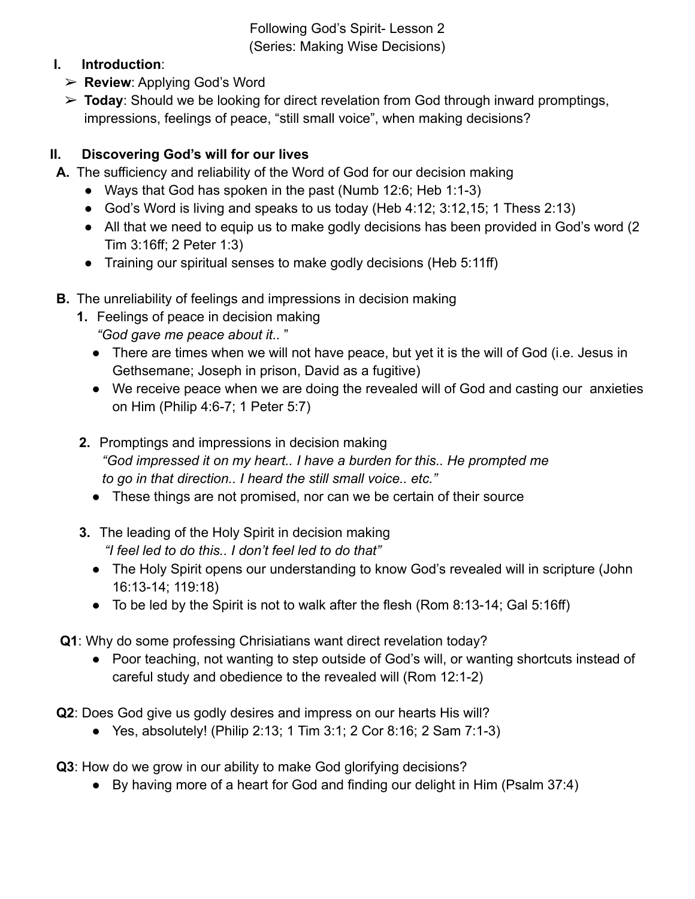Following God's Spirit- Lesson 2
(Series: Making Wise Decisions)

## I. Introduction:

- ➢ **Review**: Applying God's Word
- ➢ **Today**: Should we be looking for direct revelation from God through inward promptings, impressions, feelings of peace, "still small voice", when making decisions?

## II. Discovering God's will for our lives

**A.** The sufficiency and reliability of the Word of God for our decision making

- Ways that God has spoken in the past (Numb 12:6; Heb 1:1-3)
- God's Word is living and speaks to us today (Heb 4:12; 3:12,15; 1 Thess 2:13)
- All that we need to equip us to make godly decisions has been provided in God's word (2 Tim 3:16ff; 2 Peter 1:3)
- Training our spiritual senses to make godly decisions (Heb 5:11ff)

**B.** The unreliability of feelings and impressions in decision making

**1.** Feelings of peace in decision making
*"God gave me peace about it.. "*

- There are times when we will not have peace, but yet it is the will of God (i.e. Jesus in Gethsemane; Joseph in prison, David as a fugitive)
- We receive peace when we are doing the revealed will of God and casting our anxieties on Him (Philip 4:6-7; 1 Peter 5:7)

**2.** Promptings and impressions in decision making
*"God impressed it on my heart.. I have a burden for this.. He prompted me to go in that direction.. I heard the still small voice.. etc."*

- These things are not promised, nor can we be certain of their source

**3.** The leading of the Holy Spirit in decision making
*"I feel led to do this.. I don't feel led to do that"*

- The Holy Spirit opens our understanding to know God's revealed will in scripture (John 16:13-14; 119:18)
- To be led by the Spirit is not to walk after the flesh (Rom 8:13-14; Gal 5:16ff)

**Q1**: Why do some professing Chrisiatians want direct revelation today?

- Poor teaching, not wanting to step outside of God's will, or wanting shortcuts instead of careful study and obedience to the revealed will (Rom 12:1-2)

**Q2**: Does God give us godly desires and impress on our hearts His will?

- Yes, absolutely! (Philip 2:13; 1 Tim 3:1; 2 Cor 8:16; 2 Sam 7:1-3)

**Q3**: How do we grow in our ability to make God glorifying decisions?

- By having more of a heart for God and finding our delight in Him (Psalm 37:4)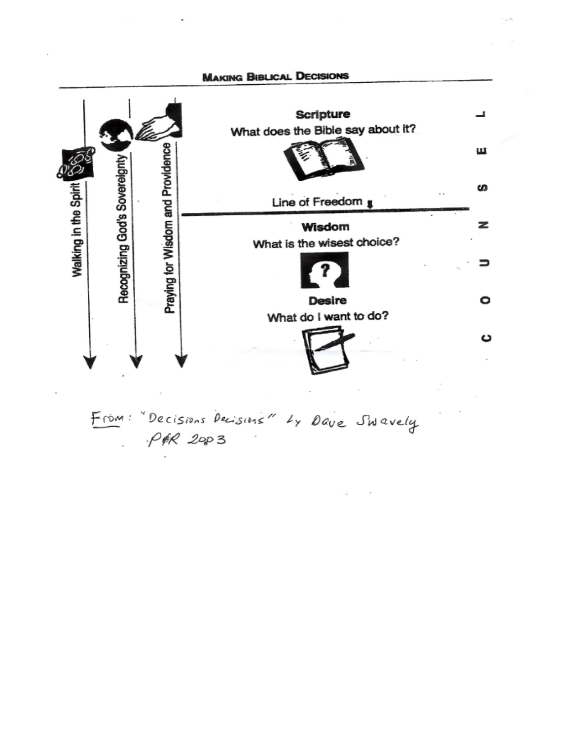## Making Biblical Decisions

Walking in the Spirit

Recognizing God's Sovereignty

Praying for Wisdom and Providence

**Scripture**

What does the Bible say about it?

Line of Freedom

**Wisdom**

What is the wisest choice?

**Desire**

What do I want to do?

COUNSEL

From: "Decisions Decisions" by Dave Swavely P&R 2003